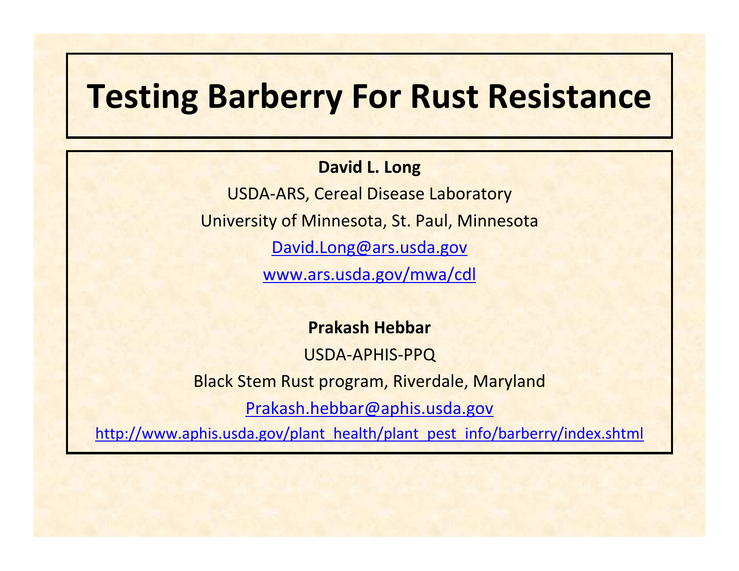# Testing Barberry For Rust Resistance

**David L. Long**

USDA-ARS, Cereal Disease Laboratory

University of Minnesota, St. Paul, Minnesota

David.Long@ars.usda.gov

www.ars.usda.gov/mwa/cdl

**Prakash Hebbar**

USDA-APHIS-PPQ

Black Stem Rust program, Riverdale, Maryland

Prakash.hebbar@aphis.usda.gov

http://www.aphis.usda.gov/plant_health/plant_pest_info/barberry/index.shtml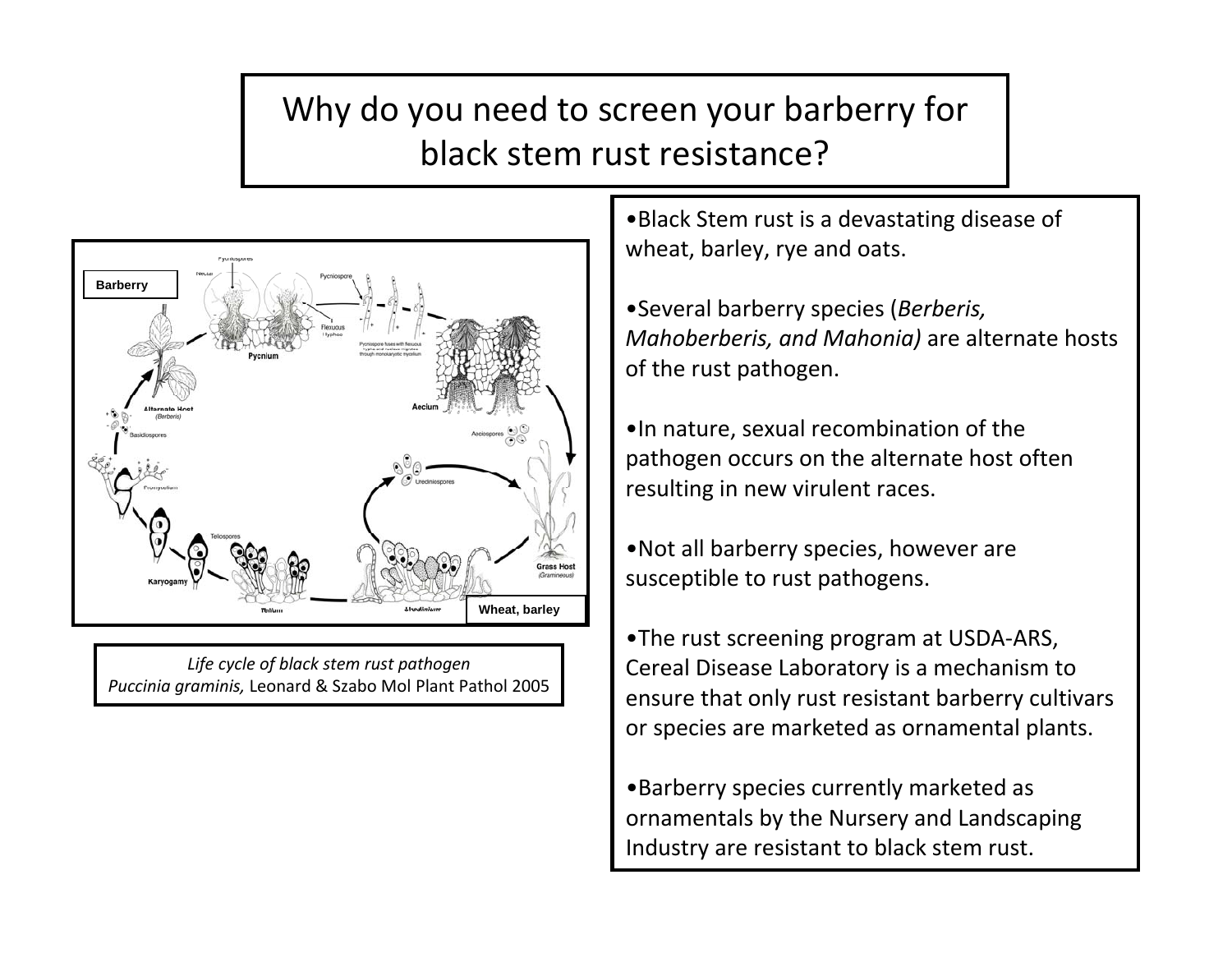# Why do you need to screen your barberry for black stem rust resistance?

*Life cycle of black stem rust pathogen*
*Puccinia graminis,* Leonard & Szabo Mol Plant Pathol 2005

- Black Stem rust is a devastating disease of wheat, barley, rye and oats.
- Several barberry species (*Berberis, Mahoberberis, and Mahonia)* are alternate hosts of the rust pathogen.
- In nature, sexual recombination of the pathogen occurs on the alternate host often resulting in new virulent races.
- Not all barberry species, however are susceptible to rust pathogens.
- The rust screening program at USDA-ARS, Cereal Disease Laboratory is a mechanism to ensure that only rust resistant barberry cultivars or species are marketed as ornamental plants.
- Barberry species currently marketed as ornamentals by the Nursery and Landscaping Industry are resistant to black stem rust.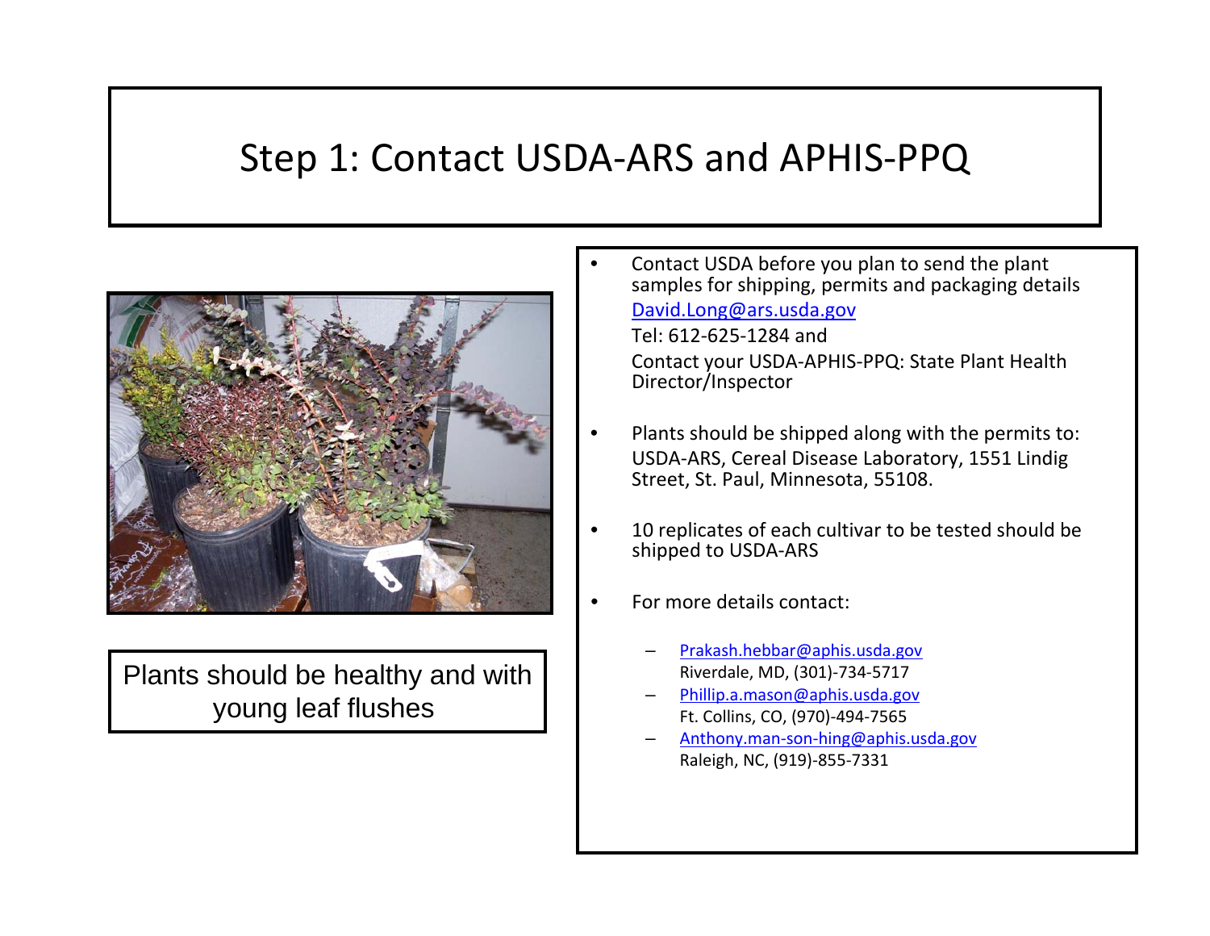# Step 1: Contact USDA-ARS and APHIS-PPQ

Plants should be healthy and with young leaf flushes

- Contact USDA before you plan to send the plant samples for shipping, permits and packaging details
  David.Long@ars.usda.gov
  Tel: 612-625-1284 and
  Contact your USDA-APHIS-PPQ: State Plant Health Director/Inspector
- Plants should be shipped along with the permits to: USDA-ARS, Cereal Disease Laboratory, 1551 Lindig Street, St. Paul, Minnesota, 55108.
- 10 replicates of each cultivar to be tested should be shipped to USDA-ARS
- For more details contact:
  - Prakash.hebbar@aphis.usda.gov
    Riverdale, MD, (301)-734-5717
  - Phillip.a.mason@aphis.usda.gov
    Ft. Collins, CO, (970)-494-7565
  - Anthony.man-son-hing@aphis.usda.gov
    Raleigh, NC, (919)-855-7331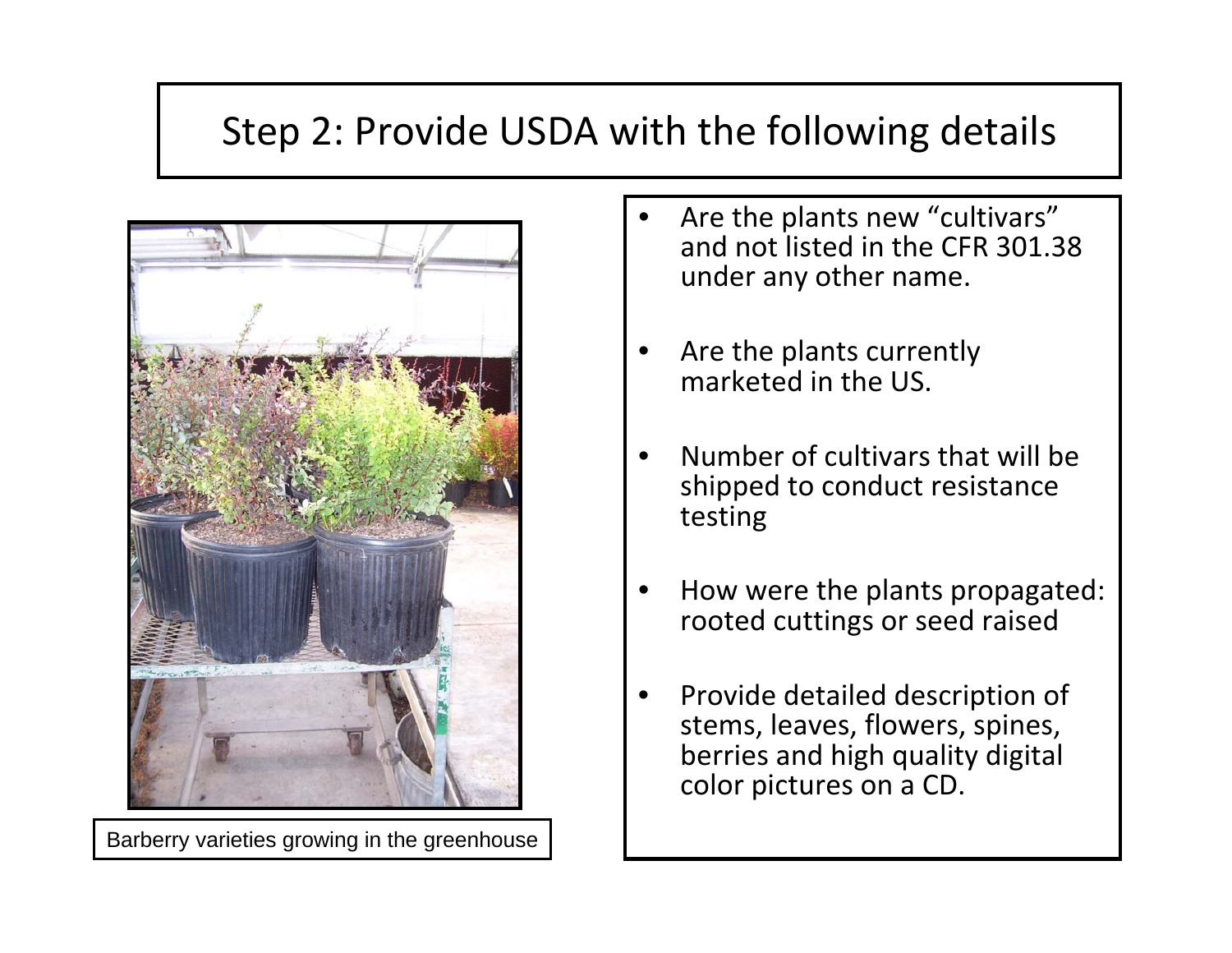# Step 2: Provide USDA with the following details

Barberry varieties growing in the greenhouse

- Are the plants new "cultivars" and not listed in the CFR 301.38 under any other name.
- Are the plants currently marketed in the US.
- Number of cultivars that will be shipped to conduct resistance testing
- How were the plants propagated: rooted cuttings or seed raised
- Provide detailed description of stems, leaves, flowers, spines, berries and high quality digital color pictures on a CD.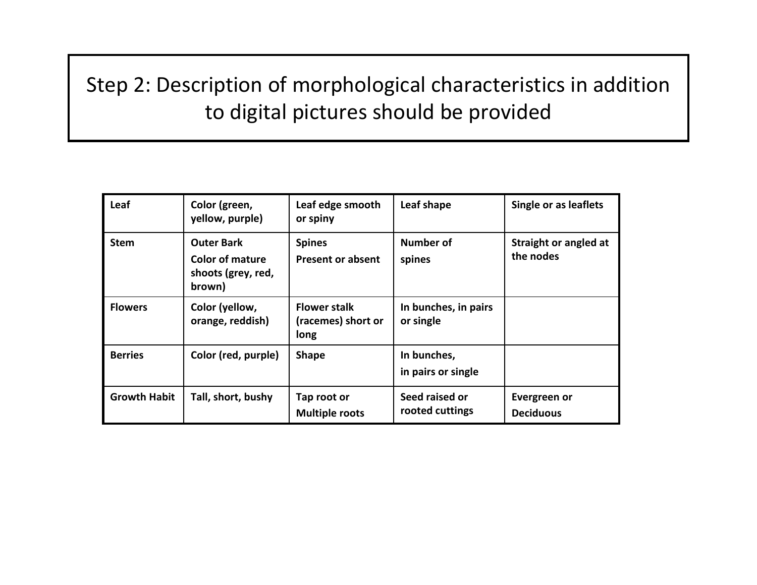# Step 2: Description of morphological characteristics in addition to digital pictures should be provided

| | | | | |
|---|---|---|---|---|
| **Leaf** | **Color (green, yellow, purple)** | **Leaf edge smooth or spiny** | **Leaf shape** | **Single or as leaflets** |
| **Stem** | **Outer Bark** **Color of mature shoots (grey, red, brown)** | **Spines** **Present or absent** | **Number of spines** | **Straight or angled at the nodes** |
| **Flowers** | **Color (yellow, orange, reddish)** | **Flower stalk (racemes) short or long** | **In bunches, in pairs or single** | |
| **Berries** | **Color (red, purple)** | **Shape** | **In bunches, in pairs or single** | |
| **Growth Habit** | **Tall, short, bushy** | **Tap root or Multiple roots** | **Seed raised or rooted cuttings** | **Evergreen or Deciduous** |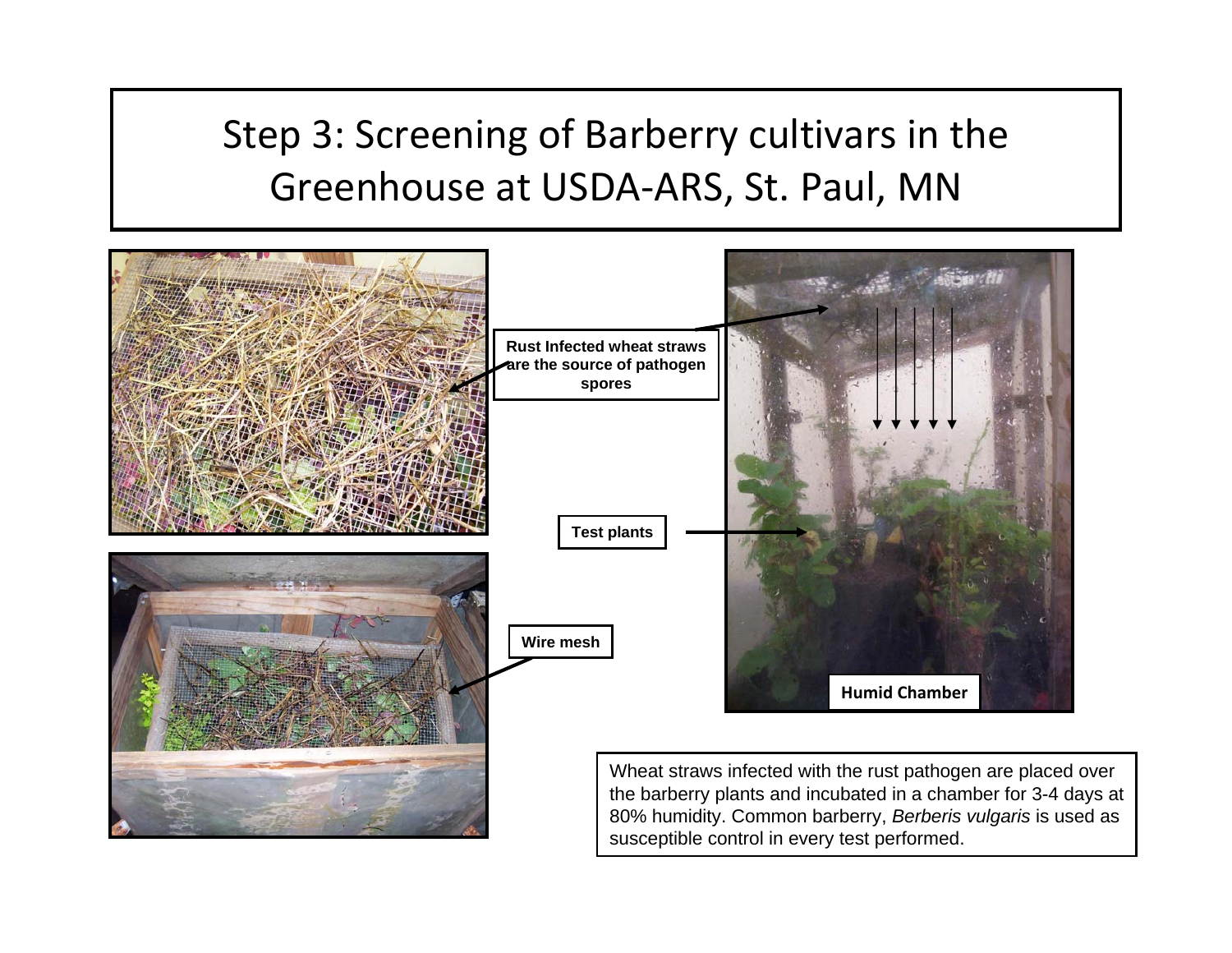# Step 3: Screening of Barberry cultivars in the Greenhouse at USDA-ARS, St. Paul, MN

**Rust Infected wheat straws are the source of pathogen spores**

**Test plants**

**Wire mesh**

**Humid Chamber**

Wheat straws infected with the rust pathogen are placed over the barberry plants and incubated in a chamber for 3-4 days at 80% humidity. Common barberry, *Berberis vulgaris* is used as susceptible control in every test performed.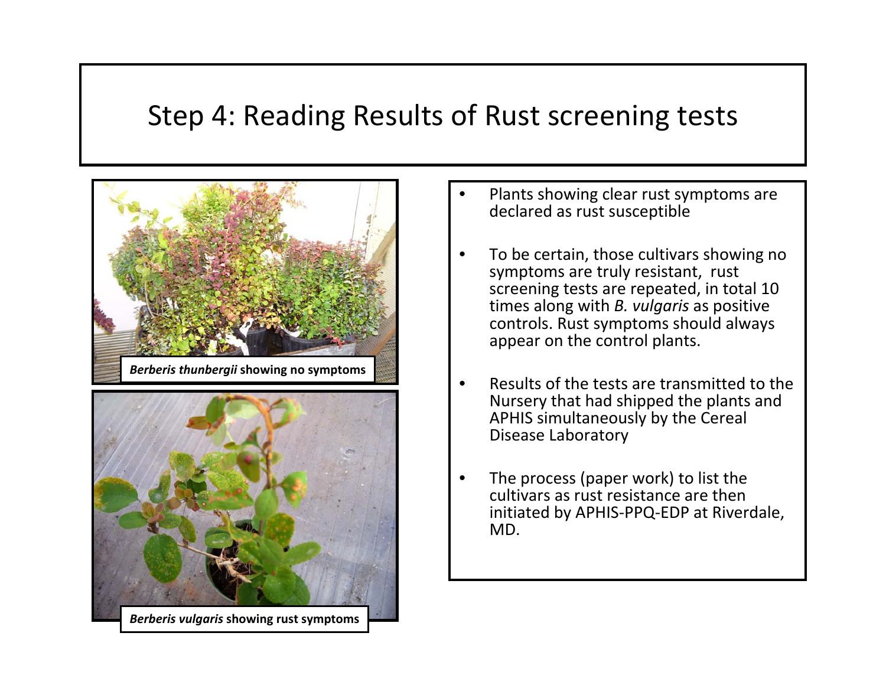# Step 4: Reading Results of Rust screening tests

*Berberis thunbergii* showing no symptoms

*Berberis vulgaris* showing rust symptoms

- Plants showing clear rust symptoms are declared as rust susceptible
- To be certain, those cultivars showing no symptoms are truly resistant, rust screening tests are repeated, in total 10 times along with *B. vulgaris* as positive controls. Rust symptoms should always appear on the control plants.
- Results of the tests are transmitted to the Nursery that had shipped the plants and APHIS simultaneously by the Cereal Disease Laboratory
- The process (paper work) to list the cultivars as rust resistance are then initiated by APHIS-PPQ-EDP at Riverdale, MD.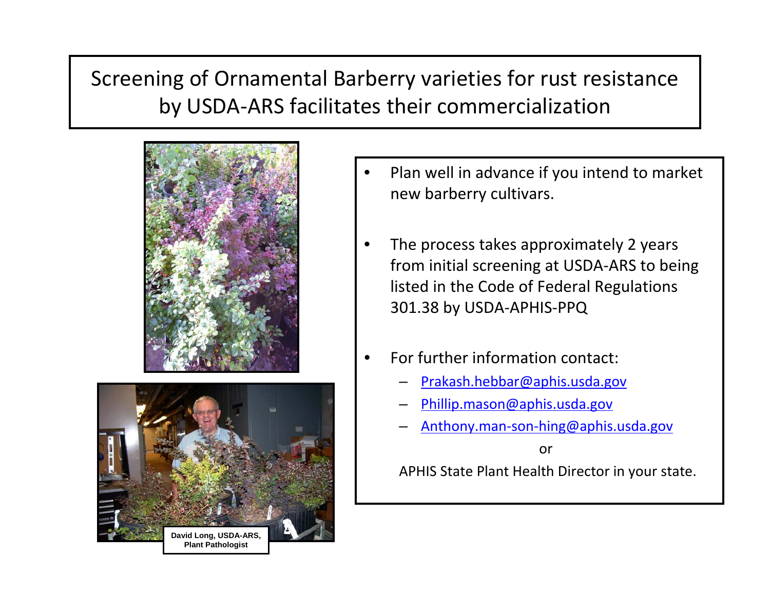# Screening of Ornamental Barberry varieties for rust resistance by USDA-ARS facilitates their commercialization

David Long, USDA-ARS, Plant Pathologist

- Plan well in advance if you intend to market new barberry cultivars.
- The process takes approximately 2 years from initial screening at USDA-ARS to being listed in the Code of Federal Regulations 301.38 by USDA-APHIS-PPQ
- For further information contact:
  - Prakash.hebbar@aphis.usda.gov
  - Phillip.mason@aphis.usda.gov
  - Anthony.man-son-hing@aphis.usda.gov

  or

  APHIS State Plant Health Director in your state.